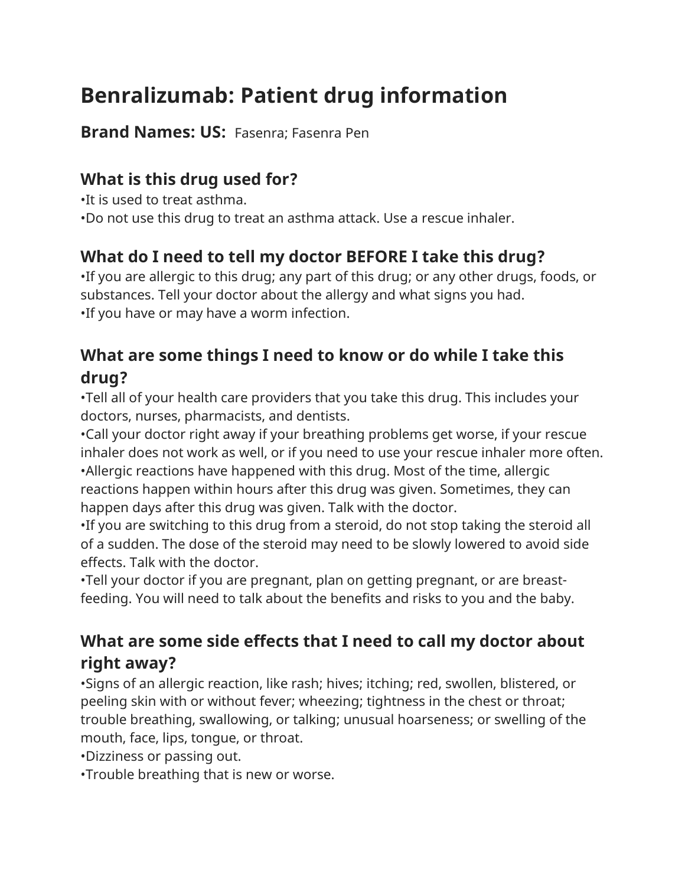# Benralizumab: Patient drug information

**Brand Names: US:** Fasenra; Fasenra Pen

## What is this drug used for?

•It is used to treat asthma.
•Do not use this drug to treat an asthma attack. Use a rescue inhaler.

## What do I need to tell my doctor BEFORE I take this drug?

•If you are allergic to this drug; any part of this drug; or any other drugs, foods, or substances. Tell your doctor about the allergy and what signs you had.
•If you have or may have a worm infection.

## What are some things I need to know or do while I take this drug?

•Tell all of your health care providers that you take this drug. This includes your doctors, nurses, pharmacists, and dentists.
•Call your doctor right away if your breathing problems get worse, if your rescue inhaler does not work as well, or if you need to use your rescue inhaler more often.
•Allergic reactions have happened with this drug. Most of the time, allergic reactions happen within hours after this drug was given. Sometimes, they can happen days after this drug was given. Talk with the doctor.
•If you are switching to this drug from a steroid, do not stop taking the steroid all of a sudden. The dose of the steroid may need to be slowly lowered to avoid side effects. Talk with the doctor.
•Tell your doctor if you are pregnant, plan on getting pregnant, or are breast-feeding. You will need to talk about the benefits and risks to you and the baby.

## What are some side effects that I need to call my doctor about right away?

•Signs of an allergic reaction, like rash; hives; itching; red, swollen, blistered, or peeling skin with or without fever; wheezing; tightness in the chest or throat; trouble breathing, swallowing, or talking; unusual hoarseness; or swelling of the mouth, face, lips, tongue, or throat.
•Dizziness or passing out.
•Trouble breathing that is new or worse.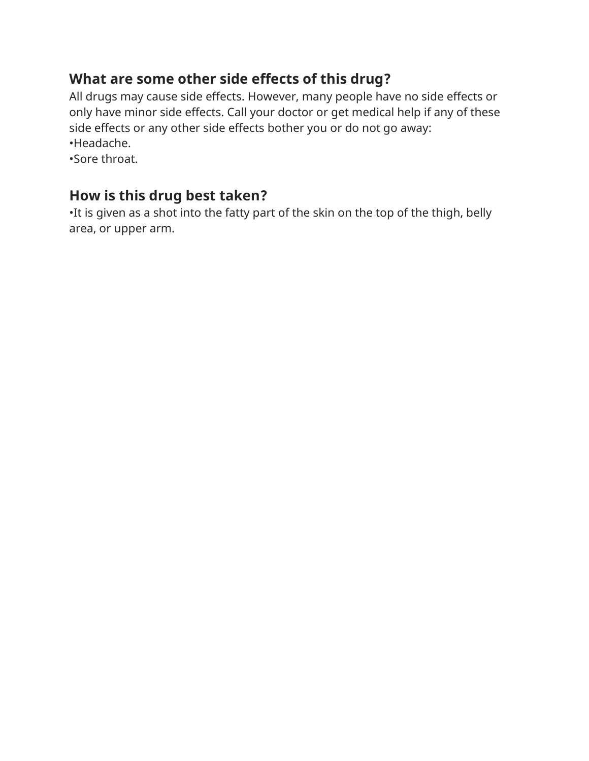## What are some other side effects of this drug?

All drugs may cause side effects. However, many people have no side effects or only have minor side effects. Call your doctor or get medical help if any of these side effects or any other side effects bother you or do not go away:

•Headache.

•Sore throat.

## How is this drug best taken?

•It is given as a shot into the fatty part of the skin on the top of the thigh, belly area, or upper arm.